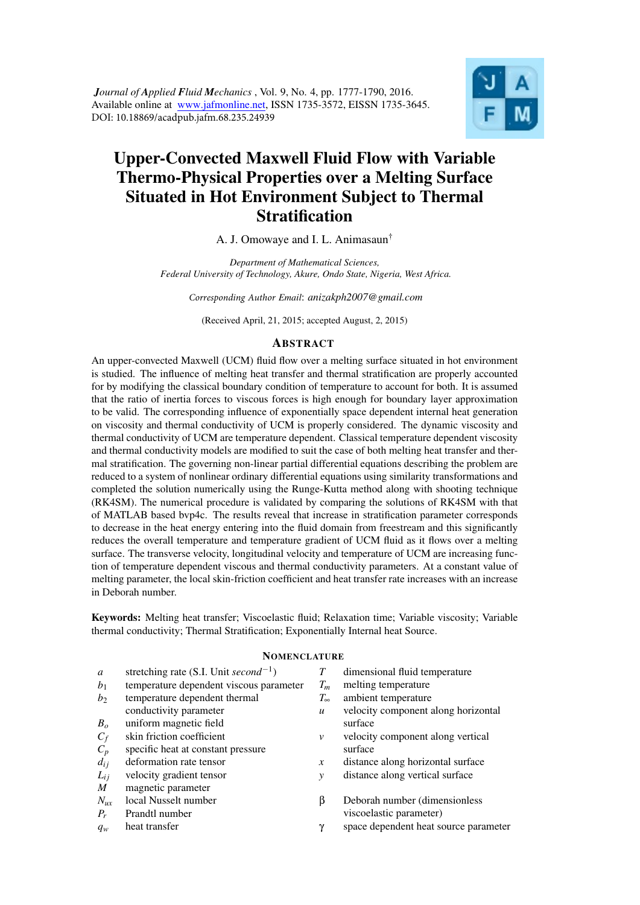*Journal of Applied Fluid Mechanics*, Vol. 9, No. 4, pp. 1777-1790, 2016.
Available online at www.jafmonline.net, ISSN 1735-3572, EISSN 1735-3645.
DOI: 10.18869/acadpub.jafm.68.235.24939

# Upper-Convected Maxwell Fluid Flow with Variable Thermo-Physical Properties over a Melting Surface Situated in Hot Environment Subject to Thermal Stratification

A. J. Omowaye and I. L. Animasaun[†]

*Department of Mathematical Sciences, Federal University of Technology, Akure, Ondo State, Nigeria, West Africa.*

*Corresponding Author Email*: *anizakph2007@gmail.com*

(Received April, 21, 2015; accepted August, 2, 2015)

## Abstract

An upper-convected Maxwell (UCM) fluid flow over a melting surface situated in hot environment is studied. The influence of melting heat transfer and thermal stratification are properly accounted for by modifying the classical boundary condition of temperature to account for both. It is assumed that the ratio of inertia forces to viscous forces is high enough for boundary layer approximation to be valid. The corresponding influence of exponentially space dependent internal heat generation on viscosity and thermal conductivity of UCM is properly considered. The dynamic viscosity and thermal conductivity of UCM are temperature dependent. Classical temperature dependent viscosity and thermal conductivity models are modified to suit the case of both melting heat transfer and thermal stratification. The governing non-linear partial differential equations describing the problem are reduced to a system of nonlinear ordinary differential equations using similarity transformations and completed the solution numerically using the Runge-Kutta method along with shooting technique (RK4SM). The numerical procedure is validated by comparing the solutions of RK4SM with that of MATLAB based bvp4c. The results reveal that increase in stratification parameter corresponds to decrease in the heat energy entering into the fluid domain from freestream and this significantly reduces the overall temperature and temperature gradient of UCM fluid as it flows over a melting surface. The transverse velocity, longitudinal velocity and temperature of UCM are increasing function of temperature dependent viscous and thermal conductivity parameters. At a constant value of melting parameter, the local skin-friction coefficient and heat transfer rate increases with an increase in Deborah number.

**Keywords:** Melting heat transfer; Viscoelastic fluid; Relaxation time; Variable viscosity; Variable thermal conductivity; Thermal Stratification; Exponentially Internal heat Source.

## Nomenclature

| | | | |
|---|---|---|---|
| $a$ | stretching rate (S.I. Unit $second^{-1}$) | $T$ | dimensional fluid temperature |
| $b_1$ | temperature dependent viscous parameter | $T_m$ | melting temperature |
| $b_2$ | temperature dependent thermal conductivity parameter | $T_\infty$ | ambient temperature |
| $B_o$ | uniform magnetic field | $u$ | velocity component along horizontal surface |
| $C_f$ | skin friction coefficient | $v$ | velocity component along vertical surface |
| $C_p$ | specific heat at constant pressure | $x$ | distance along horizontal surface |
| $d_{ij}$ | deformation rate tensor | $y$ | distance along vertical surface |
| $L_{ij}$ | velocity gradient tensor | | |
| $M$ | magnetic parameter | | |
| $N_{ux}$ | local Nusselt number | $\beta$ | Deborah number (dimensionless viscoelastic parameter) |
| $P_r$ | Prandtl number | | |
| $q_w$ | heat transfer | $\gamma$ | space dependent heat source parameter |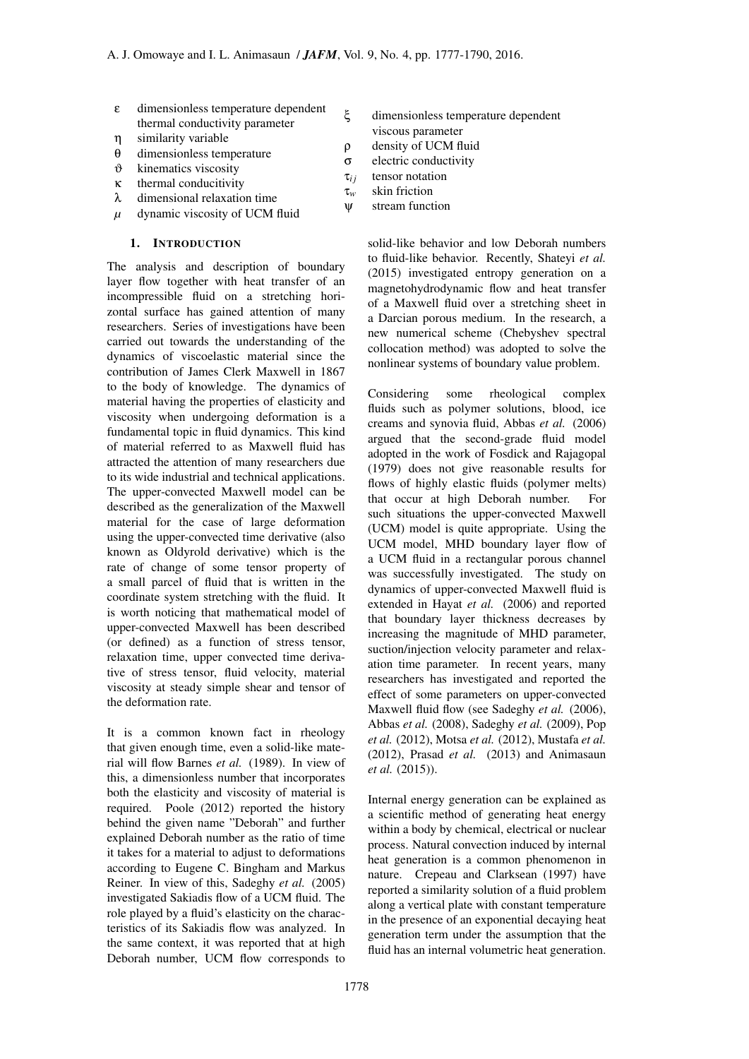- $\varepsilon$ dimensionless temperature dependent thermal conductivity parameter
- $\eta$ similarity variable
- $\theta$ dimensionless temperature
- $\vartheta$ kinematics viscosity
- $\kappa$ thermal conducitivity
- $\lambda$ dimensional relaxation time
- $\mu$ dynamic viscosity of UCM fluid
- $\xi$ dimensionless temperature dependent viscous parameter
- $\rho$ density of UCM fluid
- $\sigma$ electric conductivity
- $\tau_{ij}$ tensor notation
- $\tau_w$ skin friction
- $\psi$ stream function

## 1. INTRODUCTION

The analysis and description of boundary layer flow together with heat transfer of an incompressible fluid on a stretching horizontal surface has gained attention of many researchers. Series of investigations have been carried out towards the understanding of the dynamics of viscoelastic material since the contribution of James Clerk Maxwell in 1867 to the body of knowledge. The dynamics of material having the properties of elasticity and viscosity when undergoing deformation is a fundamental topic in fluid dynamics. This kind of material referred to as Maxwell fluid has attracted the attention of many researchers due to its wide industrial and technical applications. The upper-convected Maxwell model can be described as the generalization of the Maxwell material for the case of large deformation using the upper-convected time derivative (also known as Oldyrold derivative) which is the rate of change of some tensor property of a small parcel of fluid that is written in the coordinate system stretching with the fluid. It is worth noticing that mathematical model of upper-convected Maxwell has been described (or defined) as a function of stress tensor, relaxation time, upper convected time derivative of stress tensor, fluid velocity, material viscosity at steady simple shear and tensor of the deformation rate.

It is a common known fact in rheology that given enough time, even a solid-like material will flow Barnes *et al.* (1989). In view of this, a dimensionless number that incorporates both the elasticity and viscosity of material is required. Poole (2012) reported the history behind the given name "Deborah" and further explained Deborah number as the ratio of time it takes for a material to adjust to deformations according to Eugene C. Bingham and Markus Reiner. In view of this, Sadeghy *et al.* (2005) investigated Sakiadis flow of a UCM fluid. The role played by a fluid's elasticity on the characteristics of its Sakiadis flow was analyzed. In the same context, it was reported that at high Deborah number, UCM flow corresponds to solid-like behavior and low Deborah numbers to fluid-like behavior. Recently, Shateyi *et al.* (2015) investigated entropy generation on a magnetohydrodynamic flow and heat transfer of a Maxwell fluid over a stretching sheet in a Darcian porous medium. In the research, a new numerical scheme (Chebyshev spectral collocation method) was adopted to solve the nonlinear systems of boundary value problem.

Considering some rheological complex fluids such as polymer solutions, blood, ice creams and synovia fluid, Abbas *et al.* (2006) argued that the second-grade fluid model adopted in the work of Fosdick and Rajagopal (1979) does not give reasonable results for flows of highly elastic fluids (polymer melts) that occur at high Deborah number. For such situations the upper-convected Maxwell (UCM) model is quite appropriate. Using the UCM model, MHD boundary layer flow of a UCM fluid in a rectangular porous channel was successfully investigated. The study on dynamics of upper-convected Maxwell fluid is extended in Hayat *et al.* (2006) and reported that boundary layer thickness decreases by increasing the magnitude of MHD parameter, suction/injection velocity parameter and relaxation time parameter. In recent years, many researchers has investigated and reported the effect of some parameters on upper-convected Maxwell fluid flow (see Sadeghy *et al.* (2006), Abbas *et al.* (2008), Sadeghy *et al.* (2009), Pop *et al.* (2012), Motsa *et al.* (2012), Mustafa *et al.* (2012), Prasad *et al.* (2013) and Animasaun *et al.* (2015)).

Internal energy generation can be explained as a scientific method of generating heat energy within a body by chemical, electrical or nuclear process. Natural convection induced by internal heat generation is a common phenomenon in nature. Crepeau and Clarksean (1997) have reported a similarity solution of a fluid problem along a vertical plate with constant temperature in the presence of an exponential decaying heat generation term under the assumption that the fluid has an internal volumetric heat generation.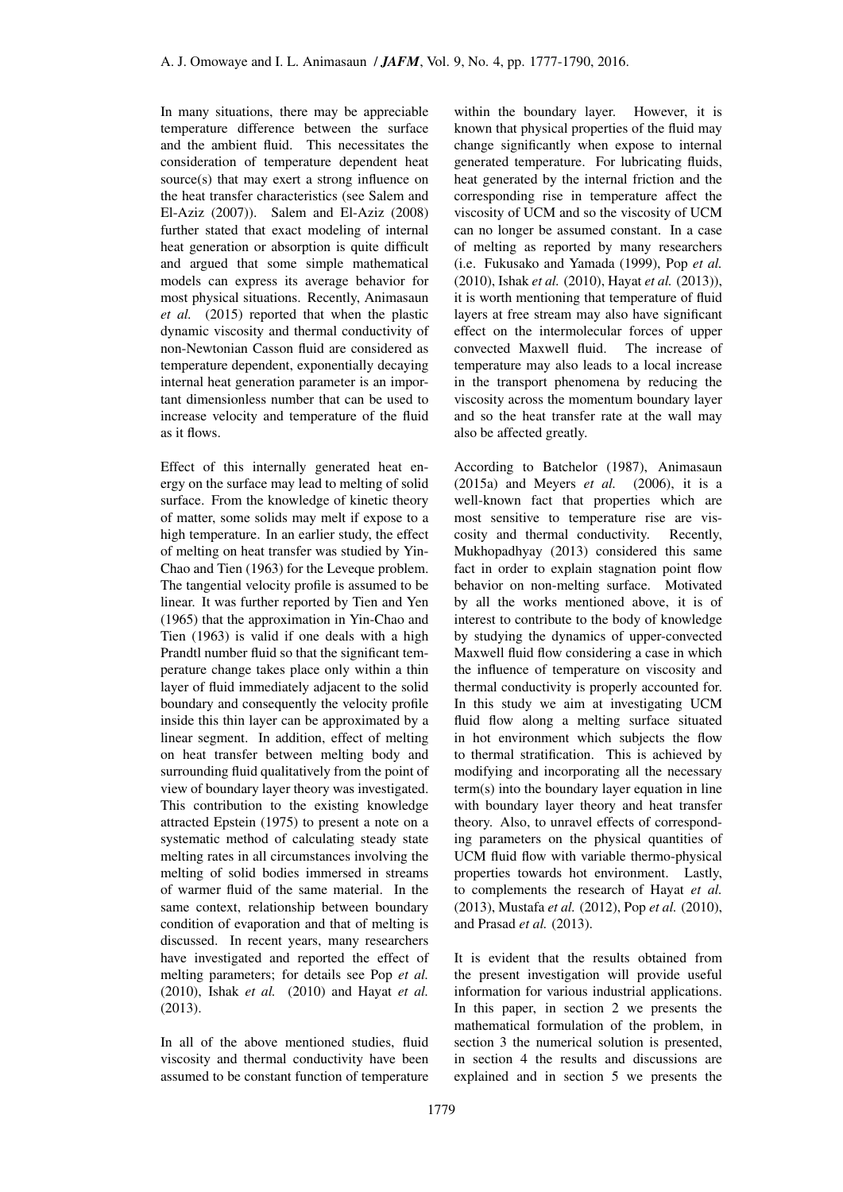In many situations, there may be appreciable temperature difference between the surface and the ambient fluid. This necessitates the consideration of temperature dependent heat source(s) that may exert a strong influence on the heat transfer characteristics (see Salem and El-Aziz (2007)). Salem and El-Aziz (2008) further stated that exact modeling of internal heat generation or absorption is quite difficult and argued that some simple mathematical models can express its average behavior for most physical situations. Recently, Animasaun *et al.* (2015) reported that when the plastic dynamic viscosity and thermal conductivity of non-Newtonian Casson fluid are considered as temperature dependent, exponentially decaying internal heat generation parameter is an important dimensionless number that can be used to increase velocity and temperature of the fluid as it flows.

Effect of this internally generated heat energy on the surface may lead to melting of solid surface. From the knowledge of kinetic theory of matter, some solids may melt if expose to a high temperature. In an earlier study, the effect of melting on heat transfer was studied by Yin-Chao and Tien (1963) for the Leveque problem. The tangential velocity profile is assumed to be linear. It was further reported by Tien and Yen (1965) that the approximation in Yin-Chao and Tien (1963) is valid if one deals with a high Prandtl number fluid so that the significant temperature change takes place only within a thin layer of fluid immediately adjacent to the solid boundary and consequently the velocity profile inside this thin layer can be approximated by a linear segment. In addition, effect of melting on heat transfer between melting body and surrounding fluid qualitatively from the point of view of boundary layer theory was investigated. This contribution to the existing knowledge attracted Epstein (1975) to present a note on a systematic method of calculating steady state melting rates in all circumstances involving the melting of solid bodies immersed in streams of warmer fluid of the same material. In the same context, relationship between boundary condition of evaporation and that of melting is discussed. In recent years, many researchers have investigated and reported the effect of melting parameters; for details see Pop *et al.* (2010), Ishak *et al.* (2010) and Hayat *et al.* (2013).

In all of the above mentioned studies, fluid viscosity and thermal conductivity have been assumed to be constant function of temperature within the boundary layer. However, it is known that physical properties of the fluid may change significantly when expose to internal generated temperature. For lubricating fluids, heat generated by the internal friction and the corresponding rise in temperature affect the viscosity of UCM and so the viscosity of UCM can no longer be assumed constant. In a case of melting as reported by many researchers (i.e. Fukusako and Yamada (1999), Pop *et al.* (2010), Ishak *et al.* (2010), Hayat *et al.* (2013)), it is worth mentioning that temperature of fluid layers at free stream may also have significant effect on the intermolecular forces of upper convected Maxwell fluid. The increase of temperature may also leads to a local increase in the transport phenomena by reducing the viscosity across the momentum boundary layer and so the heat transfer rate at the wall may also be affected greatly.

According to Batchelor (1987), Animasaun (2015a) and Meyers *et al.* (2006), it is a well-known fact that properties which are most sensitive to temperature rise are viscosity and thermal conductivity. Recently, Mukhopadhyay (2013) considered this same fact in order to explain stagnation point flow behavior on non-melting surface. Motivated by all the works mentioned above, it is of interest to contribute to the body of knowledge by studying the dynamics of upper-convected Maxwell fluid flow considering a case in which the influence of temperature on viscosity and thermal conductivity is properly accounted for. In this study we aim at investigating UCM fluid flow along a melting surface situated in hot environment which subjects the flow to thermal stratification. This is achieved by modifying and incorporating all the necessary term(s) into the boundary layer equation in line with boundary layer theory and heat transfer theory. Also, to unravel effects of corresponding parameters on the physical quantities of UCM fluid flow with variable thermo-physical properties towards hot environment. Lastly, to complements the research of Hayat *et al.* (2013), Mustafa *et al.* (2012), Pop *et al.* (2010), and Prasad *et al.* (2013).

It is evident that the results obtained from the present investigation will provide useful information for various industrial applications. In this paper, in section 2 we presents the mathematical formulation of the problem, in section 3 the numerical solution is presented, in section 4 the results and discussions are explained and in section 5 we presents the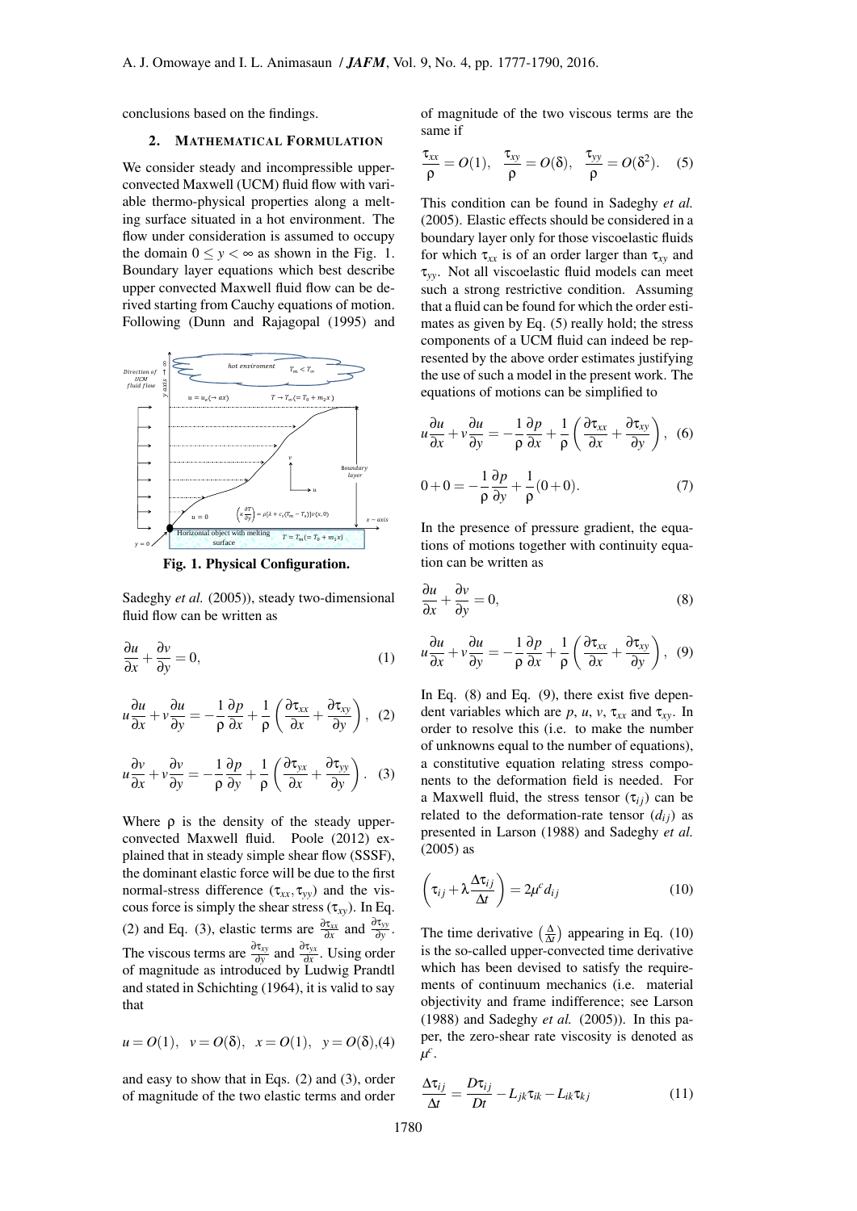conclusions based on the findings.

## 2. MATHEMATICAL FORMULATION

We consider steady and incompressible upper-convected Maxwell (UCM) fluid flow with variable thermo-physical properties along a melting surface situated in a hot environment. The flow under consideration is assumed to occupy the domain $0 \leq y < \infty$ as shown in the Fig. 1. Boundary layer equations which best describe upper convected Maxwell fluid flow can be derived starting from Cauchy equations of motion. Following (Dunn and Rajagopal (1995) and

**Fig. 1. Physical Configuration.**

Sadeghy *et al.* (2005)), steady two-dimensional fluid flow can be written as

$$\frac{\partial u}{\partial x} + \frac{\partial v}{\partial y} = 0, \tag{1}$$

$$u\frac{\partial u}{\partial x} + v\frac{\partial u}{\partial y} = -\frac{1}{\rho}\frac{\partial p}{\partial x} + \frac{1}{\rho}\left(\frac{\partial \tau_{xx}}{\partial x} + \frac{\partial \tau_{xy}}{\partial y}\right), \tag{2}$$

$$u\frac{\partial v}{\partial x} + v\frac{\partial v}{\partial y} = -\frac{1}{\rho}\frac{\partial p}{\partial y} + \frac{1}{\rho}\left(\frac{\partial \tau_{yx}}{\partial x} + \frac{\partial \tau_{yy}}{\partial y}\right). \tag{3}$$

Where $\rho$ is the density of the steady upper-convected Maxwell fluid. Poole (2012) explained that in steady simple shear flow (SSSF), the dominant elastic force will be due to the first normal-stress difference ($\tau_{xx}, \tau_{yy}$) and the viscous force is simply the shear stress ($\tau_{xy}$). In Eq. (2) and Eq. (3), elastic terms are $\frac{\partial \tau_{xx}}{\partial x}$ and $\frac{\partial \tau_{yy}}{\partial y}$. The viscous terms are $\frac{\partial \tau_{xy}}{\partial y}$ and $\frac{\partial \tau_{yx}}{\partial x}$. Using order of magnitude as introduced by Ludwig Prandtl and stated in Schichting (1964), it is valid to say that

$$u = O(1), \quad v = O(\delta), \quad x = O(1), \quad y = O(\delta), \tag{4}$$

and easy to show that in Eqs. (2) and (3), order of magnitude of the two elastic terms and order of magnitude of the two viscous terms are the same if

$$\frac{\tau_{xx}}{\rho} = O(1), \quad \frac{\tau_{xy}}{\rho} = O(\delta), \quad \frac{\tau_{yy}}{\rho} = O(\delta^2). \tag{5}$$

This condition can be found in Sadeghy *et al.* (2005). Elastic effects should be considered in a boundary layer only for those viscoelastic fluids for which $\tau_{xx}$ is of an order larger than $\tau_{xy}$ and $\tau_{yy}$. Not all viscoelastic fluid models can meet such a strong restrictive condition. Assuming that a fluid can be found for which the order estimates as given by Eq. (5) really hold; the stress components of a UCM fluid can indeed be represented by the above order estimates justifying the use of such a model in the present work. The equations of motions can be simplified to

$$u\frac{\partial u}{\partial x} + v\frac{\partial u}{\partial y} = -\frac{1}{\rho}\frac{\partial p}{\partial x} + \frac{1}{\rho}\left(\frac{\partial \tau_{xx}}{\partial x} + \frac{\partial \tau_{xy}}{\partial y}\right), \tag{6}$$

$$0 + 0 = -\frac{1}{\rho}\frac{\partial p}{\partial y} + \frac{1}{\rho}(0 + 0). \tag{7}$$

In the presence of pressure gradient, the equations of motions together with continuity equation can be written as

$$\frac{\partial u}{\partial x} + \frac{\partial v}{\partial y} = 0, \tag{8}$$

$$u\frac{\partial u}{\partial x} + v\frac{\partial u}{\partial y} = -\frac{1}{\rho}\frac{\partial p}{\partial x} + \frac{1}{\rho}\left(\frac{\partial \tau_{xx}}{\partial x} + \frac{\partial \tau_{xy}}{\partial y}\right), \tag{9}$$

In Eq. (8) and Eq. (9), there exist five dependent variables which are $p$, $u$, $v$, $\tau_{xx}$ and $\tau_{xy}$. In order to resolve this (i.e. to make the number of unknowns equal to the number of equations), a constitutive equation relating stress components to the deformation field is needed. For a Maxwell fluid, the stress tensor ($\tau_{ij}$) can be related to the deformation-rate tensor ($d_{ij}$) as presented in Larson (1988) and Sadeghy *et al.* (2005) as

$$\left(\tau_{ij} + \lambda\frac{\Delta \tau_{ij}}{\Delta t}\right) = 2\mu^c d_{ij} \tag{10}$$

The time derivative $\left(\frac{\Delta}{\Delta t}\right)$ appearing in Eq. (10) is the so-called upper-convected time derivative which has been devised to satisfy the requirements of continuum mechanics (i.e. material objectivity and frame indifference; see Larson (1988) and Sadeghy *et al.* (2005)). In this paper, the zero-shear rate viscosity is denoted as $\mu^c$.

$$\frac{\Delta \tau_{ij}}{\Delta t} = \frac{D\tau_{ij}}{Dt} - L_{jk}\tau_{ik} - L_{ik}\tau_{kj} \tag{11}$$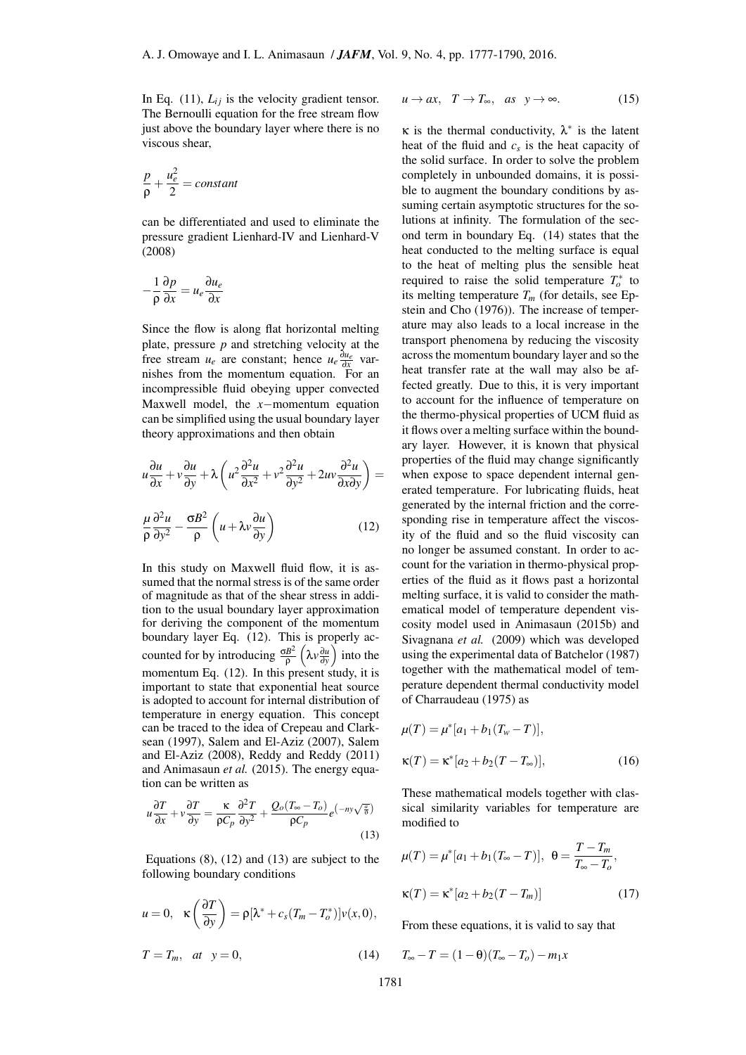In Eq. (11), $L_{ij}$ is the velocity gradient tensor. The Bernoulli equation for the free stream flow just above the boundary layer where there is no viscous shear,

$$\frac{p}{\rho} + \frac{u_e^2}{2} = constant$$

can be differentiated and used to eliminate the pressure gradient Lienhard-IV and Lienhard-V (2008)

$$-\frac{1}{\rho}\frac{\partial p}{\partial x} = u_e \frac{\partial u_e}{\partial x}$$

Since the flow is along flat horizontal melting plate, pressure $p$ and stretching velocity at the free stream $u_e$ are constant; hence $u_e \frac{\partial u_e}{\partial x}$ varnishes from the momentum equation. For an incompressible fluid obeying upper convected Maxwell model, the $x-$momentum equation can be simplified using the usual boundary layer theory approximations and then obtain

$$u\frac{\partial u}{\partial x} + v\frac{\partial u}{\partial y} + \lambda\left(u^2\frac{\partial^2 u}{\partial x^2} + v^2\frac{\partial^2 u}{\partial y^2} + 2uv\frac{\partial^2 u}{\partial x \partial y}\right) =$$

$$\frac{\mu}{\rho}\frac{\partial^2 u}{\partial y^2} - \frac{\sigma B^2}{\rho}\left(u + \lambda v\frac{\partial u}{\partial y}\right) \tag{12}$$

In this study on Maxwell fluid flow, it is assumed that the normal stress is of the same order of magnitude as that of the shear stress in addition to the usual boundary layer approximation for deriving the component of the momentum boundary layer Eq. (12). This is properly accounted for by introducing $\frac{\sigma B^2}{\rho}\left(\lambda v\frac{\partial u}{\partial y}\right)$ into the momentum Eq. (12). In this present study, it is important to state that exponential heat source is adopted to account for internal distribution of temperature in energy equation. This concept can be traced to the idea of Crepeau and Clarksean (1997), Salem and El-Aziz (2007), Salem and El-Aziz (2008), Reddy and Reddy (2011) and Animasaun *et al.* (2015). The energy equation can be written as

$$u\frac{\partial T}{\partial x} + v\frac{\partial T}{\partial y} = \frac{\kappa}{\rho C_p}\frac{\partial^2 T}{\partial y^2} + \frac{Q_o(T_\infty - T_o)}{\rho C_p}e^{\left(-ny\sqrt{\frac{a}{\vartheta}}\right)} \tag{13}$$

Equations (8), (12) and (13) are subject to the following boundary conditions

$$u = 0, \quad \kappa\left(\frac{\partial T}{\partial y}\right) = \rho[\lambda^* + c_s(T_m - T_o^*)]v(x,0),$$

$$T = T_m, \quad at \quad y = 0, \tag{14}$$

$$u \to ax, \quad T \to T_\infty, \quad as \quad y \to \infty. \tag{15}$$

$\kappa$ is the thermal conductivity, $\lambda^*$ is the latent heat of the fluid and $c_s$ is the heat capacity of the solid surface. In order to solve the problem completely in unbounded domains, it is possible to augment the boundary conditions by assuming certain asymptotic structures for the solutions at infinity. The formulation of the second term in boundary Eq. (14) states that the heat conducted to the melting surface is equal to the heat of melting plus the sensible heat required to raise the solid temperature $T_o^*$ to its melting temperature $T_m$ (for details, see Epstein and Cho (1976)). The increase of temperature may also leads to a local increase in the transport phenomena by reducing the viscosity across the momentum boundary layer and so the heat transfer rate at the wall may also be affected greatly. Due to this, it is very important to account for the influence of temperature on the thermo-physical properties of UCM fluid as it flows over a melting surface within the boundary layer. However, it is known that physical properties of the fluid may change significantly when expose to space dependent internal generated temperature. For lubricating fluids, heat generated by the internal friction and the corresponding rise in temperature affect the viscosity of the fluid and so the fluid viscosity can no longer be assumed constant. In order to account for the variation in thermo-physical properties of the fluid as it flows past a horizontal melting surface, it is valid to consider the mathematical model of temperature dependent viscosity model used in Animasaun (2015b) and Sivagnana *et al.* (2009) which was developed using the experimental data of Batchelor (1987) together with the mathematical model of temperature dependent thermal conductivity model of Charraudeau (1975) as

$$\mu(T) = \mu^*[a_1 + b_1(T_w - T)],$$

$$\kappa(T) = \kappa^*[a_2 + b_2(T - T_\infty)], \tag{16}$$

These mathematical models together with classical similarity variables for temperature are modified to

$$\mu(T) = \mu^*[a_1 + b_1(T_\infty - T)], \quad \theta = \frac{T - T_m}{T_\infty - T_o},$$

$$\kappa(T) = \kappa^*[a_2 + b_2(T - T_m)] \tag{17}$$

From these equations, it is valid to say that

$$T_\infty - T = (1 - \theta)(T_\infty - T_o) - m_1 x$$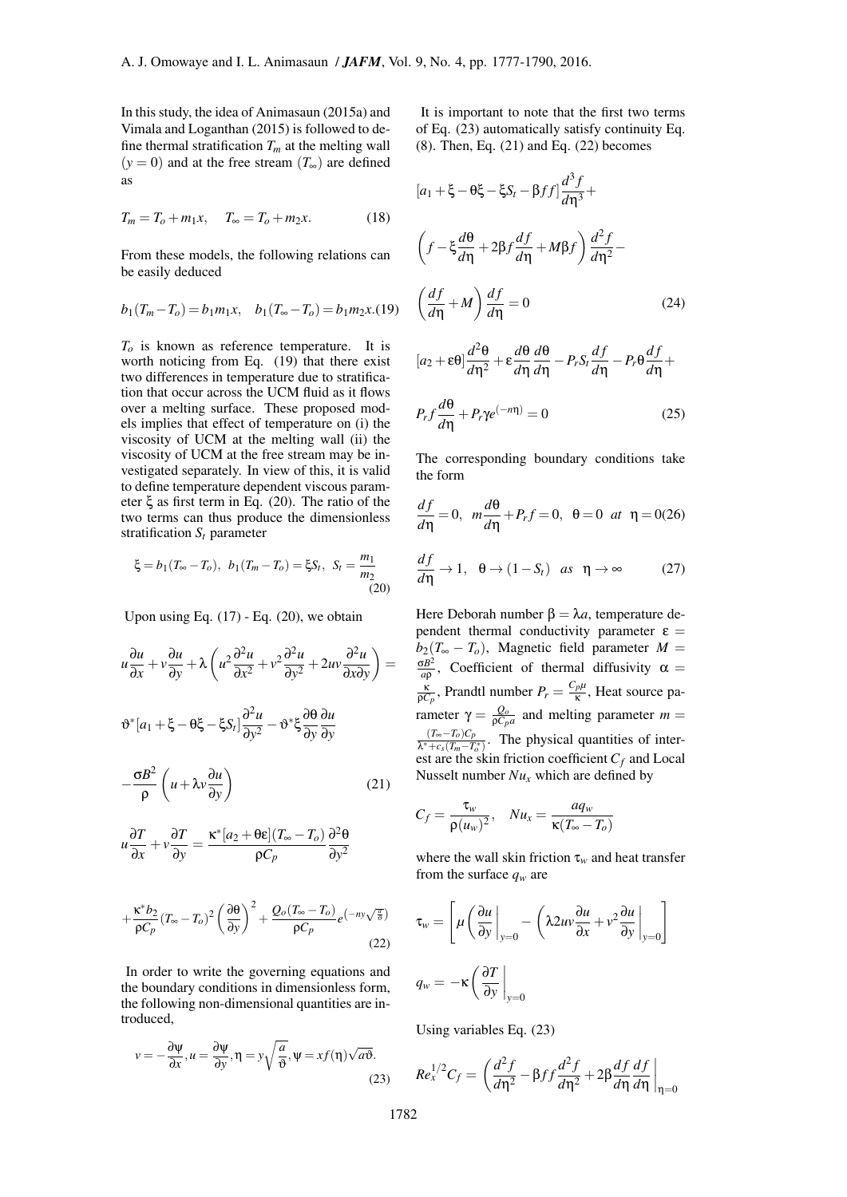In this study, the idea of Animasaun (2015a) and Vimala and Loganthan (2015) is followed to define thermal stratification $T_m$ at the melting wall ($y = 0$) and at the free stream ($T_\infty$) are defined as

$$T_m = T_o + m_1 x, \quad T_\infty = T_o + m_2 x. \tag{18}$$

From these models, the following relations can be easily deduced

$$b_1(T_m - T_o) = b_1 m_1 x, \quad b_1(T_\infty - T_o) = b_1 m_2 x. \tag{19}$$

$T_o$ is known as reference temperature. It is worth noticing from Eq. (19) that there exist two differences in temperature due to stratification that occur across the UCM fluid as it flows over a melting surface. These proposed models implies that effect of temperature on (i) the viscosity of UCM at the melting wall (ii) the viscosity of UCM at the free stream may be investigated separately. In view of this, it is valid to define temperature dependent viscous parameter $\xi$ as first term in Eq. (20). The ratio of the two terms can thus produce the dimensionless stratification $S_t$ parameter

$$\xi = b_1(T_\infty - T_o), \; b_1(T_m - T_o) = \xi S_t, \; S_t = \frac{m_1}{m_2} \tag{20}$$

Upon using Eq. (17) - Eq. (20), we obtain

$$u\frac{\partial u}{\partial x} + v\frac{\partial u}{\partial y} + \lambda\left(u^2\frac{\partial^2 u}{\partial x^2} + v^2\frac{\partial^2 u}{\partial y^2} + 2uv\frac{\partial^2 u}{\partial x \partial y}\right) =$$

$$\vartheta^*[a_1 + \xi - \theta\xi - \xi S_t]\frac{\partial^2 u}{\partial y^2} - \vartheta^*\xi\frac{\partial \theta}{\partial y}\frac{\partial u}{\partial y}$$

$$-\frac{\sigma B^2}{\rho}\left(u + \lambda v\frac{\partial u}{\partial y}\right) \tag{21}$$

$$u\frac{\partial T}{\partial x} + v\frac{\partial T}{\partial y} = \frac{\kappa^*[a_2 + \theta\varepsilon](T_\infty - T_o)}{\rho C_p}\frac{\partial^2 \theta}{\partial y^2}$$

$$+\frac{\kappa^* b_2}{\rho C_p}(T_\infty - T_o)^2\left(\frac{\partial \theta}{\partial y}\right)^2 + \frac{Q_o(T_\infty - T_o)}{\rho C_p}e^{\left(-ny\sqrt{\frac{a}{\vartheta}}\right)} \tag{22}$$

In order to write the governing equations and the boundary conditions in dimensionless form, the following non-dimensional quantities are introduced,

$$v = -\frac{\partial \psi}{\partial x}, u = \frac{\partial \psi}{\partial y}, \eta = y\sqrt{\frac{a}{\vartheta}}, \psi = xf(\eta)\sqrt{a\vartheta}. \tag{23}$$

It is important to note that the first two terms of Eq. (23) automatically satisfy continuity Eq. (8). Then, Eq. (21) and Eq. (22) becomes

$$[a_1 + \xi - \theta\xi - \xi S_t - \beta f f]\frac{d^3 f}{d\eta^3} +$$

$$\left(f - \xi\frac{d\theta}{d\eta} + 2\beta f\frac{df}{d\eta} + M\beta f\right)\frac{d^2 f}{d\eta^2} -$$

$$\left(\frac{df}{d\eta} + M\right)\frac{df}{d\eta} = 0 \tag{24}$$

$$[a_2 + \varepsilon\theta]\frac{d^2\theta}{d\eta^2} + \varepsilon\frac{d\theta}{d\eta}\frac{d\theta}{d\eta} - P_r S_t\frac{df}{d\eta} - P_r\theta\frac{df}{d\eta} +$$

$$P_r f\frac{d\theta}{d\eta} + P_r\gamma e^{(-n\eta)} = 0 \tag{25}$$

The corresponding boundary conditions take the form

$$\frac{df}{d\eta} = 0, \; m\frac{d\theta}{d\eta} + P_r f = 0, \; \theta = 0 \; at \; \eta = 0 \tag{26}$$

$$\frac{df}{d\eta} \to 1, \quad \theta \to (1 - S_t) \quad as \quad \eta \to \infty \tag{27}$$

Here Deborah number $\beta = \lambda a$, temperature dependent thermal conductivity parameter $\varepsilon = b_2(T_\infty - T_o)$, Magnetic field parameter $M = \frac{\sigma B^2}{a\rho}$, Coefficient of thermal diffusivity $\alpha = \frac{\kappa}{\rho C_p}$, Prandtl number $P_r = \frac{C_p\mu}{\kappa}$, Heat source parameter $\gamma = \frac{Q_o}{\rho C_p a}$ and melting parameter $m = \frac{(T_\infty - T_o)C_p}{\lambda^* + c_s(T_m - T_o^*)}$. The physical quantities of interest are the skin friction coefficient $C_f$ and Local Nusselt number $Nu_x$ which are defined by

$$C_f = \frac{\tau_w}{\rho(u_w)^2}, \quad Nu_x = \frac{a q_w}{\kappa(T_\infty - T_o)}$$

where the wall skin friction $\tau_w$ and heat transfer from the surface $q_w$ are

$$\tau_w = \left[\mu\left(\frac{\partial u}{\partial y}\bigg|_{y=0} - \left(\lambda 2uv\frac{\partial u}{\partial x} + v^2\frac{\partial u}{\partial y}\bigg|_{y=0}\right.\right.\right]$$

$$q_w = -\kappa\left(\frac{\partial T}{\partial y}\bigg|_{y=0}\right.$$

Using variables Eq. (23)

$$Re_x^{1/2}C_f = \left(\frac{d^2 f}{d\eta^2} - \beta f f\frac{d^2 f}{d\eta^2} + 2\beta\frac{df}{d\eta}\frac{df}{d\eta}\bigg|_{\eta=0}\right.$$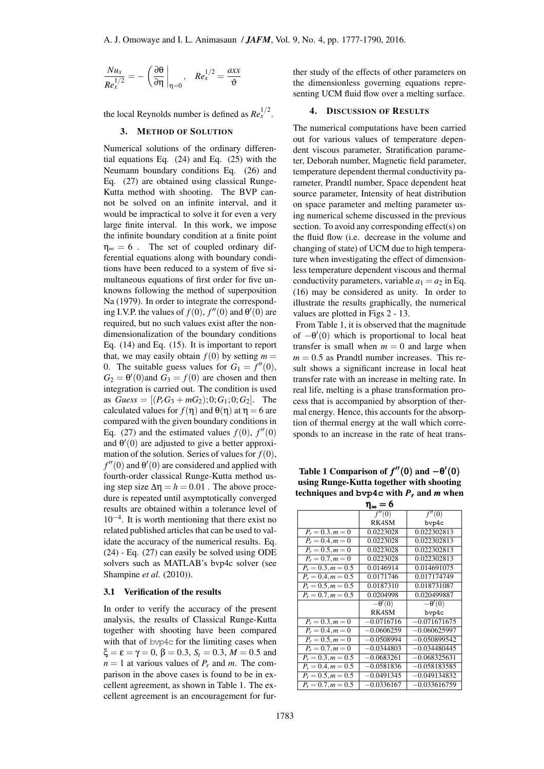$$\frac{Nu_x}{Re_x^{1/2}} = -\left(\frac{\partial \theta}{\partial \eta}\bigg|_{\eta=0}\right), \quad Re_x^{1/2} = \frac{axx}{\vartheta}$$

the local Reynolds number is defined as $Re_x^{1/2}$.

## 3. METHOD OF SOLUTION

Numerical solutions of the ordinary differential equations Eq. (24) and Eq. (25) with the Neumann boundary conditions Eq. (26) and Eq. (27) are obtained using classical Runge-Kutta method with shooting. The BVP cannot be solved on an infinite interval, and it would be impractical to solve it for even a very large finite interval. In this work, we impose the infinite boundary condition at a finite point $\eta_\infty = 6$ . The set of coupled ordinary differential equations along with boundary conditions have been reduced to a system of five simultaneous equations of first order for five unknowns following the method of superposition Na (1979). In order to integrate the corresponding I.V.P. the values of $f(0)$, $f''(0)$ and $\theta'(0)$ are required, but no such values exist after the non-dimensionalization of the boundary conditions Eq. (14) and Eq. (15). It is important to report that, we may easily obtain $f(0)$ by setting $m = 0$. The suitable guess values for $G_1 = f''(0)$, $G_2 = \theta'(0)$and $G_3 = f(0)$ are chosen and then integration is carried out. The condition is used as $Guess = [(P_rG_3 + mG_2); 0; G_1; 0; G_2]$. The calculated values for $f(\eta)$ and $\theta(\eta)$ at $\eta = 6$ are compared with the given boundary conditions in Eq. (27) and the estimated values $f(0)$, $f''(0)$ and $\theta'(0)$ are adjusted to give a better approximation of the solution. Series of values for $f(0)$, $f''(0)$ and $\theta'(0)$ are considered and applied with fourth-order classical Runge-Kutta method using step size $\Delta\eta = h = 0.01$ . The above procedure is repeated until asymptotically converged results are obtained within a tolerance level of $10^{-4}$. It is worth mentioning that there exist no related published articles that can be used to validate the accuracy of the numerical results. Eq. (24) - Eq. (27) can easily be solved using ODE solvers such as MATLAB's bvp4c solver (see Shampine *et al.* (2010)).

### 3.1 Verification of the results

In order to verify the accuracy of the present analysis, the results of Classical Runge-Kutta together with shooting have been compared with that of bvp4c for the limiting cases when $\xi = \varepsilon = \gamma = 0$, $\beta = 0.3$, $S_t = 0.3$, $M = 0.5$ and $n = 1$ at various values of $P_r$ and $m$. The comparison in the above cases is found to be in excellent agreement, as shown in Table 1. The excellent agreement is an encouragement for further study of the effects of other parameters on the dimensionless governing equations representing UCM fluid flow over a melting surface.

## 4. DISCUSSION OF RESULTS

The numerical computations have been carried out for various values of temperature dependent viscous parameter, Stratification parameter, Deborah number, Magnetic field parameter, temperature dependent thermal conductivity parameter, Prandtl number, Space dependent heat source parameter, Intensity of heat distribution on space parameter and melting parameter using numerical scheme discussed in the previous section. To avoid any corresponding effect(s) on the fluid flow (i.e. decrease in the volume and changing of state) of UCM due to high temperature when investigating the effect of dimensionless temperature dependent viscous and thermal conductivity parameters, variable $a_1 = a_2$ in Eq. (16) may be considered as unity. In order to illustrate the results graphically, the numerical values are plotted in Figs 2 - 13.

From Table 1, it is observed that the magnitude of $-\theta'(0)$ which is proportional to local heat transfer is small when $m = 0$ and large when $m = 0.5$ as Prandtl number increases. This result shows a significant increase in local heat transfer rate with an increase in melting rate. In real life, melting is a phase transformation process that is accompanied by absorption of thermal energy. Hence, this accounts for the absorption of thermal energy at the wall which corresponds to an increase in the rate of heat trans-

**Table 1 Comparison of $f''(0)$ and $-\theta'(0)$ using Runge-Kutta together with shooting techniques and bvp4c with $P_r$ and $m$ when $\eta_\infty = 6$**

| | $f''(0)$ RK4SM | $f''(0)$ bvp4c |
|---|---|---|
| $P_r = 0.3, m = 0$ | 0.0223028 | 0.022302813 |
| $P_r = 0.4, m = 0$ | 0.0223028 | 0.022302813 |
| $P_r = 0.5, m = 0$ | 0.0223028 | 0.022302813 |
| $P_r = 0.7, m = 0$ | 0.0223028 | 0.022302813 |
| $P_r = 0.3, m = 0.5$ | 0.0146914 | 0.014691075 |
| $P_r = 0.4, m = 0.5$ | 0.0171746 | 0.017174749 |
| $P_r = 0.5, m = 0.5$ | 0.0187310 | 0.018731087 |
| $P_r = 0.7, m = 0.5$ | 0.0204998 | 0.020499887 |
| | $-\theta'(0)$ RK4SM | $-\theta'(0)$ bvp4c |
| $P_r = 0.3, m = 0$ | $-0.0716716$ | $-0.071671675$ |
| $P_r = 0.4, m = 0$ | $-0.0606259$ | $-0.060625997$ |
| $P_r = 0.5, m = 0$ | $-0.0508994$ | $-0.050899542$ |
| $P_r = 0.7, m = 0$ | $-0.0344803$ | $-0.034480445$ |
| $P_r = 0.3, m = 0.5$ | $-0.0683261$ | $-0.068325631$ |
| $P_r = 0.4, m = 0.5$ | $-0.0581836$ | $-0.058183585$ |
| $P_r = 0.5, m = 0.5$ | $-0.0491345$ | $-0.049134832$ |
| $P_r = 0.7, m = 0.5$ | $-0.0336167$ | $-0.033616759$ |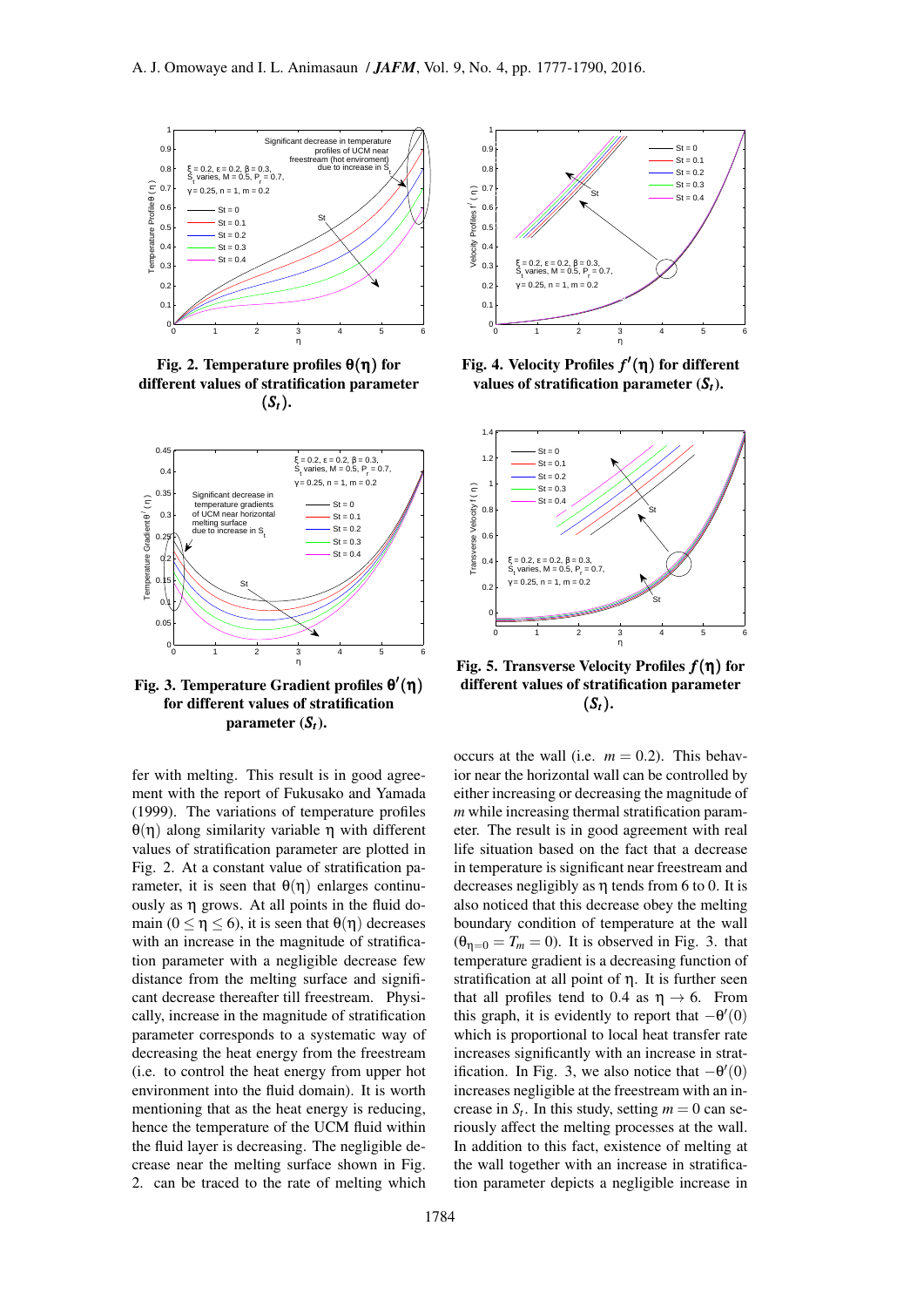Fig. 2. Temperature profiles $\theta(\eta)$ for different values of stratification parameter $(S_t)$.

Fig. 3. Temperature Gradient profiles $\theta'(\eta)$ for different values of stratification parameter $(S_t)$.

Fig. 4. Velocity Profiles $f'(\eta)$ for different values of stratification parameter $(S_t)$.

Fig. 5. Transverse Velocity Profiles $f(\eta)$ for different values of stratification parameter $(S_t)$.

fer with melting. This result is in good agreement with the report of Fukusako and Yamada (1999). The variations of temperature profiles $\theta(\eta)$ along similarity variable $\eta$ with different values of stratification parameter are plotted in Fig. 2. At a constant value of stratification parameter, it is seen that $\theta(\eta)$ enlarges continuously as $\eta$ grows. At all points in the fluid domain ($0 \leq \eta \leq 6$), it is seen that $\theta(\eta)$ decreases with an increase in the magnitude of stratification parameter with a negligible decrease few distance from the melting surface and significant decrease thereafter till freestream. Physically, increase in the magnitude of stratification parameter corresponds to a systematic way of decreasing the heat energy from the freestream (i.e. to control the heat energy from upper hot environment into the fluid domain). It is worth mentioning that as the heat energy is reducing, hence the temperature of the UCM fluid within the fluid layer is decreasing. The negligible decrease near the melting surface shown in Fig. 2. can be traced to the rate of melting which occurs at the wall (i.e. $m = 0.2$). This behavior near the horizontal wall can be controlled by either increasing or decreasing the magnitude of $m$ while increasing thermal stratification parameter. The result is in good agreement with real life situation based on the fact that a decrease in temperature is significant near freestream and decreases negligibly as $\eta$ tends from 6 to 0. It is also noticed that this decrease obey the melting boundary condition of temperature at the wall ($\theta_{\eta=0} = T_m = 0$). It is observed in Fig. 3. that temperature gradient is a decreasing function of stratification at all point of $\eta$. It is further seen that all profiles tend to 0.4 as $\eta \to 6$. From this graph, it is evidently to report that $-\theta'(0)$ which is proportional to local heat transfer rate increases significantly with an increase in stratification. In Fig. 3, we also notice that $-\theta'(0)$ increases negligible at the freestream with an increase in $S_t$. In this study, setting $m = 0$ can seriously affect the melting processes at the wall. In addition to this fact, existence of melting at the wall together with an increase in stratification parameter depicts a negligible increase in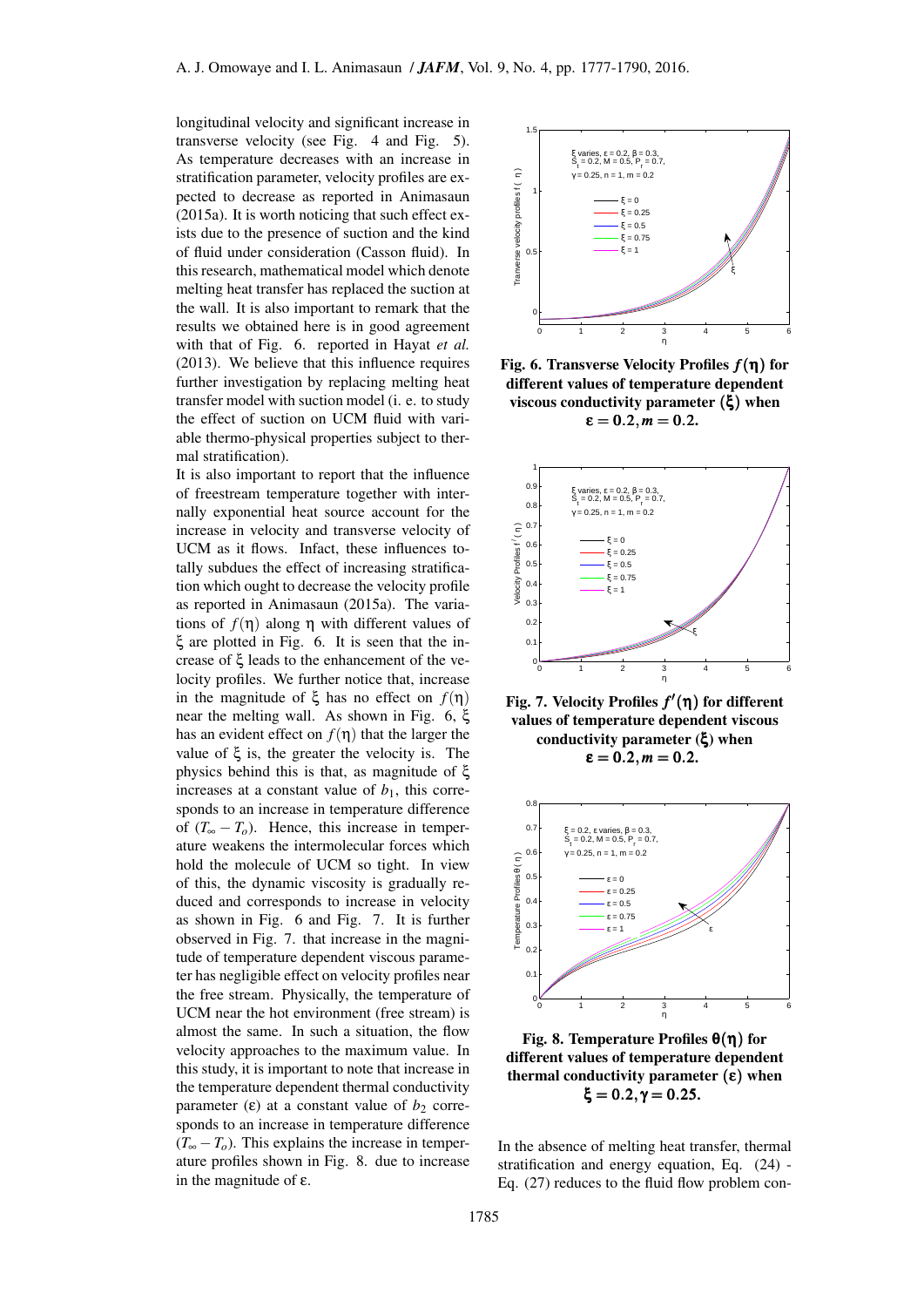longitudinal velocity and significant increase in transverse velocity (see Fig. 4 and Fig. 5). As temperature decreases with an increase in stratification parameter, velocity profiles are expected to decrease as reported in Animasaun (2015a). It is worth noticing that such effect exists due to the presence of suction and the kind of fluid under consideration (Casson fluid). In this research, mathematical model which denote melting heat transfer has replaced the suction at the wall. It is also important to remark that the results we obtained here is in good agreement with that of Fig. 6. reported in Hayat *et al.* (2013). We believe that this influence requires further investigation by replacing melting heat transfer model with suction model (i. e. to study the effect of suction on UCM fluid with variable thermo-physical properties subject to thermal stratification).

It is also important to report that the influence of freestream temperature together with internally exponential heat source account for the increase in velocity and transverse velocity of UCM as it flows. Infact, these influences totally subdues the effect of increasing stratification which ought to decrease the velocity profile as reported in Animasaun (2015a). The variations of $f(\eta)$ along $\eta$ with different values of $\xi$ are plotted in Fig. 6. It is seen that the increase of $\xi$ leads to the enhancement of the velocity profiles. We further notice that, increase in the magnitude of $\xi$ has no effect on $f(\eta)$ near the melting wall. As shown in Fig. 6, $\xi$ has an evident effect on $f(\eta)$ that the larger the value of $\xi$ is, the greater the velocity is. The physics behind this is that, as magnitude of $\xi$ increases at a constant value of $b_1$, this corresponds to an increase in temperature difference of $(T_\infty - T_o)$. Hence, this increase in temperature weakens the intermolecular forces which hold the molecule of UCM so tight. In view of this, the dynamic viscosity is gradually reduced and corresponds to increase in velocity as shown in Fig. 6 and Fig. 7. It is further observed in Fig. 7. that increase in the magnitude of temperature dependent viscous parameter has negligible effect on velocity profiles near the free stream. Physically, the temperature of UCM near the hot environment (free stream) is almost the same. In such a situation, the flow velocity approaches to the maximum value. In this study, it is important to note that increase in the temperature dependent thermal conductivity parameter $(\varepsilon)$ at a constant value of $b_2$ corresponds to an increase in temperature difference $(T_\infty - T_o)$. This explains the increase in temperature profiles shown in Fig. 8. due to increase in the magnitude of $\varepsilon$.

**Fig. 6. Transverse Velocity Profiles $f(\eta)$ for different values of temperature dependent viscous conductivity parameter $(\xi)$ when $\varepsilon = 0.2, m = 0.2$.**

**Fig. 7. Velocity Profiles $f'(\eta)$ for different values of temperature dependent viscous conductivity parameter $(\xi)$ when $\varepsilon = 0.2, m = 0.2$.**

**Fig. 8. Temperature Profiles $\theta(\eta)$ for different values of temperature dependent thermal conductivity parameter $(\varepsilon)$ when $\xi = 0.2, \gamma = 0.25$.**

In the absence of melting heat transfer, thermal stratification and energy equation, Eq. (24) - Eq. (27) reduces to the fluid flow problem con-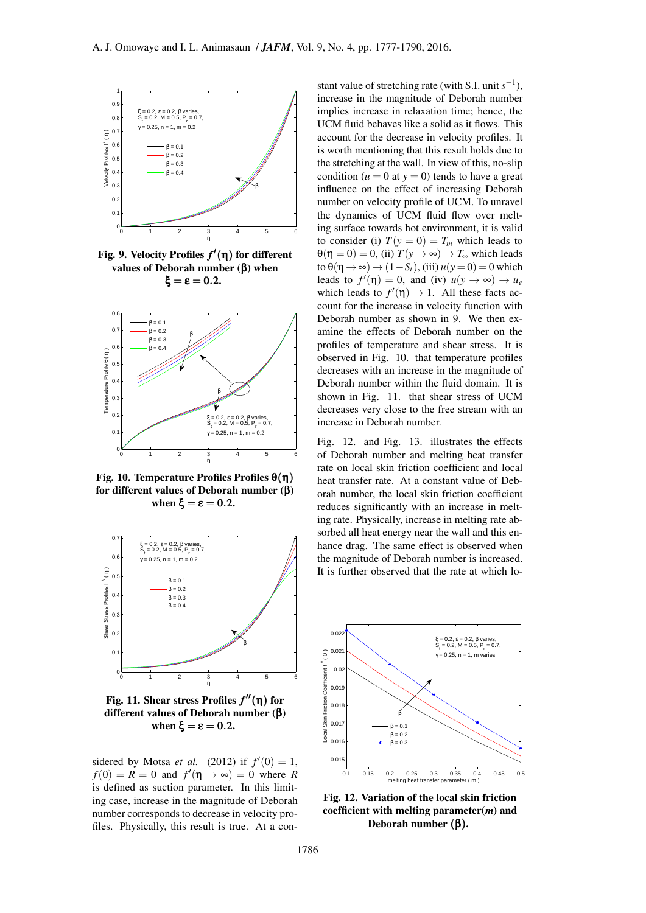Fig. 9. Velocity Profiles $f'(\eta)$ for different values of Deborah number ($\beta$) when $\xi = \varepsilon = 0.2$.

Fig. 10. Temperature Profiles Profiles $\theta(\eta)$ for different values of Deborah number ($\beta$) when $\xi = \varepsilon = 0.2$.

Fig. 11. Shear stress Profiles $f''(\eta)$ for different values of Deborah number ($\beta$) when $\xi = \varepsilon = 0.2$.

sidered by Motsa *et al.* (2012) if $f'(0) = 1$, $f(0) = R = 0$ and $f'(\eta \to \infty) = 0$ where $R$ is defined as suction parameter. In this limiting case, increase in the magnitude of Deborah number corresponds to decrease in velocity profiles. Physically, this result is true. At a constant value of stretching rate (with S.I. unit $s^{-1}$), increase in the magnitude of Deborah number implies increase in relaxation time; hence, the UCM fluid behaves like a solid as it flows. This account for the decrease in velocity profiles. It is worth mentioning that this result holds due to the stretching at the wall. In view of this, no-slip condition ($u = 0$ at $y = 0$) tends to have a great influence on the effect of increasing Deborah number on velocity profile of UCM. To unravel the dynamics of UCM fluid flow over melting surface towards hot environment, it is valid to consider (i) $T(y = 0) = T_m$ which leads to $\theta(\eta = 0) = 0$, (ii) $T(y \to \infty) \to T_\infty$ which leads to $\theta(\eta \to \infty) \to (1 - S_t)$, (iii) $u(y = 0) = 0$ which leads to $f'(\eta) = 0$, and (iv) $u(y \to \infty) \to u_e$ which leads to $f'(\eta) \to 1$. All these facts account for the increase in velocity function with Deborah number as shown in 9. We then examine the effects of Deborah number on the profiles of temperature and shear stress. It is observed in Fig. 10. that temperature profiles decreases with an increase in the magnitude of Deborah number within the fluid domain. It is shown in Fig. 11. that shear stress of UCM decreases very close to the free stream with an increase in Deborah number.

Fig. 12. and Fig. 13. illustrates the effects of Deborah number and melting heat transfer rate on local skin friction coefficient and local heat transfer rate. At a constant value of Deborah number, the local skin friction coefficient reduces significantly with an increase in melting rate. Physically, increase in melting rate absorbed all heat energy near the wall and this enhance drag. The same effect is observed when the magnitude of Deborah number is increased. It is further observed that the rate at which lo-

Fig. 12. Variation of the local skin friction coefficient with melting parameter($m$) and Deborah number ($\beta$).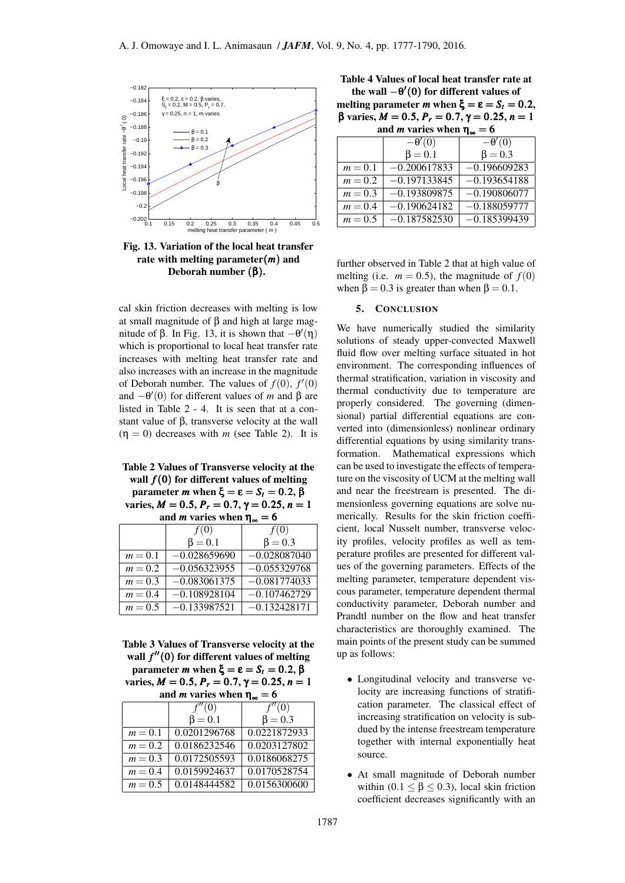**Fig. 13. Variation of the local heat transfer rate with melting parameter$(m)$ and Deborah number $(\beta)$.**

cal skin friction decreases with melting is low at small magnitude of $\beta$ and high at large magnitude of $\beta$. In Fig. 13, it is shown that $-\theta'(\eta)$ which is proportional to local heat transfer rate increases with melting heat transfer rate and also increases with an increase in the magnitude of Deborah number. The values of $f(0)$, $f'(0)$ and $-\theta'(0)$ for different values of $m$ and $\beta$ are listed in Table 2 - 4. It is seen that at a constant value of $\beta$, transverse velocity at the wall $(\eta = 0)$ decreases with $m$ (see Table 2). It is further observed in Table 2 that at high value of melting (i.e. $m = 0.5$), the magnitude of $f(0)$ when $\beta = 0.3$ is greater than when $\beta = 0.1$.

**Table 2 Values of Transverse velocity at the wall $f(0)$ for different values of melting parameter $m$ when $\xi = \varepsilon = S_t = 0.2$, $\beta$ varies, $M = 0.5$, $P_r = 0.7$, $\gamma = 0.25$, $n = 1$ and $m$ varies when $\eta_\infty = 6$**

| | $f(0)$ $\beta = 0.1$ | $f(0)$ $\beta = 0.3$ |
|---|---|---|
| $m = 0.1$ | $-0.028659690$ | $-0.028087040$ |
| $m = 0.2$ | $-0.056323955$ | $-0.055329768$ |
| $m = 0.3$ | $-0.083061375$ | $-0.081774033$ |
| $m = 0.4$ | $-0.108928104$ | $-0.107462729$ |
| $m = 0.5$ | $-0.133987521$ | $-0.132428171$ |

**Table 3 Values of Transverse velocity at the wall $f''(0)$ for different values of melting parameter $m$ when $\xi = \varepsilon = S_t = 0.2$, $\beta$ varies, $M = 0.5$, $P_r = 0.7$, $\gamma = 0.25$, $n = 1$ and $m$ varies when $\eta_\infty = 6$**

| | $f''(0)$ $\beta = 0.1$ | $f''(0)$ $\beta = 0.3$ |
|---|---|---|
| $m = 0.1$ | $0.0201296768$ | $0.0221872933$ |
| $m = 0.2$ | $0.0186232546$ | $0.0203127802$ |
| $m = 0.3$ | $0.0172505593$ | $0.0186068275$ |
| $m = 0.4$ | $0.0159924637$ | $0.0170528754$ |
| $m = 0.5$ | $0.0148444582$ | $0.0156300600$ |

**Table 4 Values of local heat transfer rate at the wall $-\theta'(0)$ for different values of melting parameter $m$ when $\xi = \varepsilon = S_t = 0.2$, $\beta$ varies, $M = 0.5$, $P_r = 0.7$, $\gamma = 0.25$, $n = 1$ and $m$ varies when $\eta_\infty = 6$**

| | $-\theta'(0)$ $\beta = 0.1$ | $-\theta'(0)$ $\beta = 0.3$ |
|---|---|---|
| $m = 0.1$ | $-0.200617833$ | $-0.196609283$ |
| $m = 0.2$ | $-0.197133845$ | $-0.193654188$ |
| $m = 0.3$ | $-0.193809875$ | $-0.190806077$ |
| $m = 0.4$ | $-0.190624182$ | $-0.188059777$ |
| $m = 0.5$ | $-0.187582530$ | $-0.185399439$ |

## 5. CONCLUSION

We have numerically studied the similarity solutions of steady upper-convected Maxwell fluid flow over melting surface situated in hot environment. The corresponding influences of thermal stratification, variation in viscosity and thermal conductivity due to temperature are properly considered. The governing (dimensional) partial differential equations are converted into (dimensionless) nonlinear ordinary differential equations by using similarity transformation. Mathematical expressions which can be used to investigate the effects of temperature on the viscosity of UCM at the melting wall and near the freestream is presented. The dimensionless governing equations are solve numerically. Results for the skin friction coefficient, local Nusselt number, transverse velocity profiles, velocity profiles as well as temperature profiles are presented for different values of the governing parameters. Effects of the melting parameter, temperature dependent viscous parameter, temperature dependent thermal conductivity parameter, Deborah number and Prandtl number on the flow and heat transfer characteristics are thoroughly examined. The main points of the present study can be summed up as follows:

- Longitudinal velocity and transverse velocity are increasing functions of stratification parameter. The classical effect of increasing stratification on velocity is subdued by the intense freestream temperature together with internal exponentially heat source.
- At small magnitude of Deborah number within $(0.1 \le \beta \le 0.3)$, local skin friction coefficient decreases significantly with an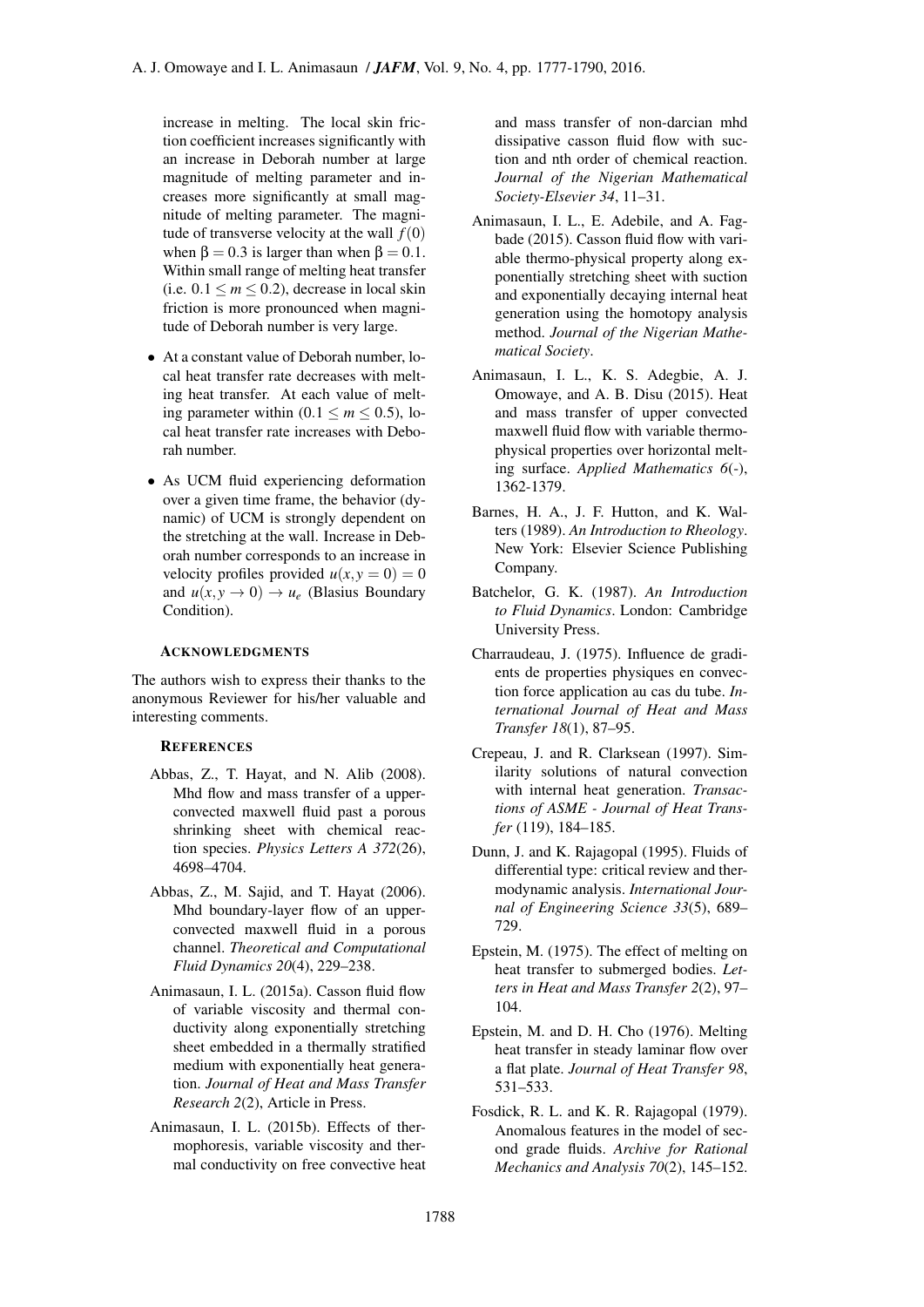increase in melting. The local skin friction coefficient increases significantly with an increase in Deborah number at large magnitude of melting parameter and increases more significantly at small magnitude of melting parameter. The magnitude of transverse velocity at the wall $f(0)$ when $\beta = 0.3$ is larger than when $\beta = 0.1$. Within small range of melting heat transfer (i.e. $0.1 \leq m \leq 0.2$), decrease in local skin friction is more pronounced when magnitude of Deborah number is very large.

- At a constant value of Deborah number, local heat transfer rate decreases with melting heat transfer. At each value of melting parameter within ($0.1 \leq m \leq 0.5$), local heat transfer rate increases with Deborah number.

- As UCM fluid experiencing deformation over a given time frame, the behavior (dynamic) of UCM is strongly dependent on the stretching at the wall. Increase in Deborah number corresponds to an increase in velocity profiles provided $u(x, y = 0) = 0$ and $u(x, y \to 0) \to u_e$ (Blasius Boundary Condition).

### ACKNOWLEDGMENTS

The authors wish to express their thanks to the anonymous Reviewer for his/her valuable and interesting comments.

### REFERENCES

Abbas, Z., T. Hayat, and N. Alib (2008). Mhd flow and mass transfer of a upper-convected maxwell fluid past a porous shrinking sheet with chemical reaction species. *Physics Letters A 372*(26), 4698–4704.

Abbas, Z., M. Sajid, and T. Hayat (2006). Mhd boundary-layer flow of an upper-convected maxwell fluid in a porous channel. *Theoretical and Computational Fluid Dynamics 20*(4), 229–238.

Animasaun, I. L. (2015a). Casson fluid flow of variable viscosity and thermal conductivity along exponentially stretching sheet embedded in a thermally stratified medium with exponentially heat generation. *Journal of Heat and Mass Transfer Research 2*(2), Article in Press.

Animasaun, I. L. (2015b). Effects of thermophoresis, variable viscosity and thermal conductivity on free convective heat and mass transfer of non-darcian mhd dissipative casson fluid flow with suction and nth order of chemical reaction. *Journal of the Nigerian Mathematical Society-Elsevier 34*, 11–31.

Animasaun, I. L., E. Adebile, and A. Fagbade (2015). Casson fluid flow with variable thermo-physical property along exponentially stretching sheet with suction and exponentially decaying internal heat generation using the homotopy analysis method. *Journal of the Nigerian Mathematical Society*.

Animasaun, I. L., K. S. Adegbie, A. J. Omowaye, and A. B. Disu (2015). Heat and mass transfer of upper convected maxwell fluid flow with variable thermo-physical properties over horizontal melting surface. *Applied Mathematics 6*(-), 1362-1379.

Barnes, H. A., J. F. Hutton, and K. Walters (1989). *An Introduction to Rheology*. New York: Elsevier Science Publishing Company.

Batchelor, G. K. (1987). *An Introduction to Fluid Dynamics*. London: Cambridge University Press.

Charraudeau, J. (1975). Influence de gradients de properties physiques en convection force application au cas du tube. *International Journal of Heat and Mass Transfer 18*(1), 87–95.

Crepeau, J. and R. Clarksean (1997). Similarity solutions of natural convection with internal heat generation. *Transactions of ASME - Journal of Heat Transfer* (119), 184–185.

Dunn, J. and K. Rajagopal (1995). Fluids of differential type: critical review and thermodynamic analysis. *International Journal of Engineering Science 33*(5), 689–729.

Epstein, M. (1975). The effect of melting on heat transfer to submerged bodies. *Letters in Heat and Mass Transfer 2*(2), 97–104.

Epstein, M. and D. H. Cho (1976). Melting heat transfer in steady laminar flow over a flat plate. *Journal of Heat Transfer 98*, 531–533.

Fosdick, R. L. and K. R. Rajagopal (1979). Anomalous features in the model of second grade fluids. *Archive for Rational Mechanics and Analysis 70*(2), 145–152.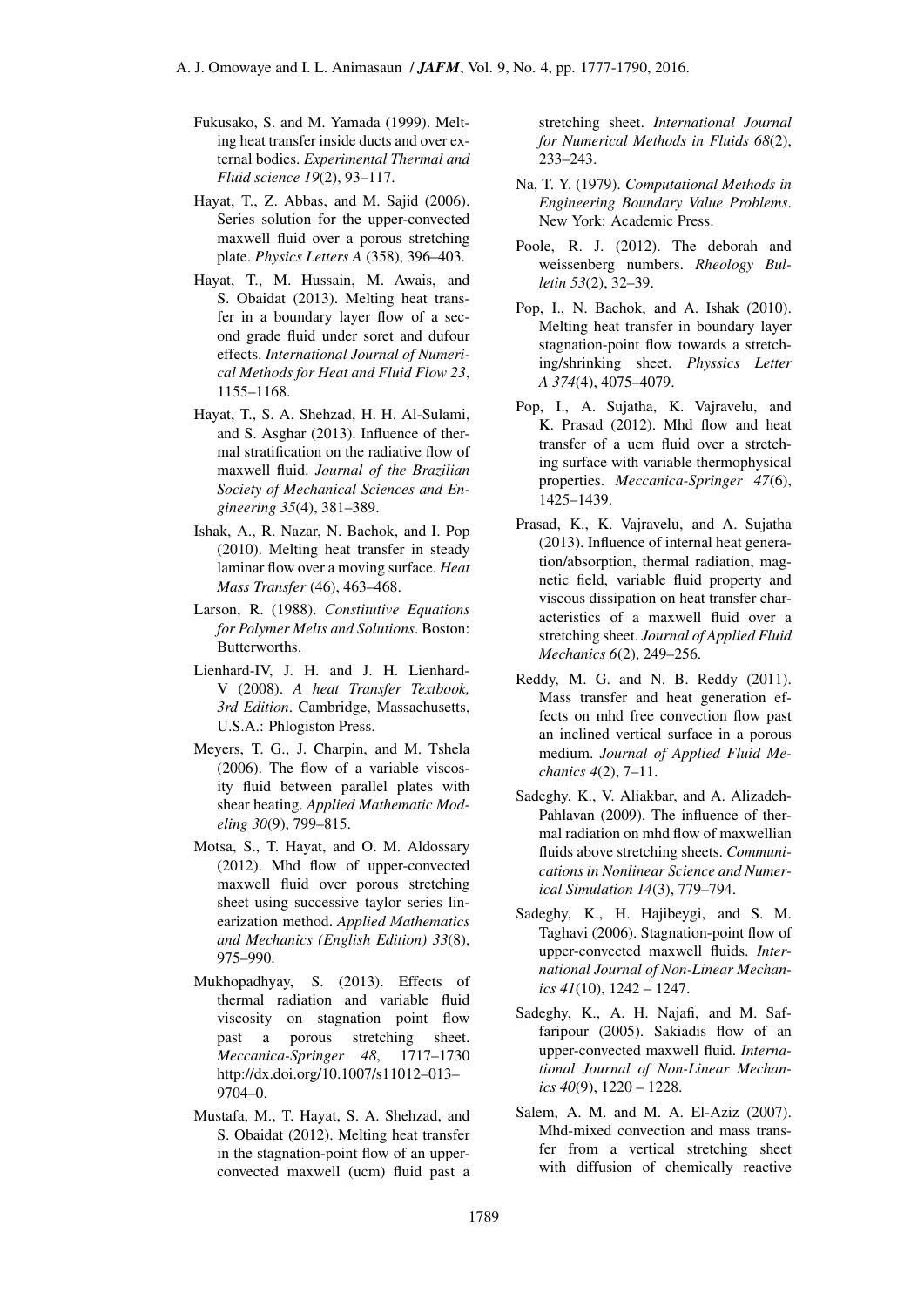Fukusako, S. and M. Yamada (1999). Melting heat transfer inside ducts and over external bodies. *Experimental Thermal and Fluid science 19*(2), 93–117.

Hayat, T., Z. Abbas, and M. Sajid (2006). Series solution for the upper-convected maxwell fluid over a porous stretching plate. *Physics Letters A* (358), 396–403.

Hayat, T., M. Hussain, M. Awais, and S. Obaidat (2013). Melting heat transfer in a boundary layer flow of a second grade fluid under soret and dufour effects. *International Journal of Numerical Methods for Heat and Fluid Flow 23*, 1155–1168.

Hayat, T., S. A. Shehzad, H. H. Al-Sulami, and S. Asghar (2013). Influence of thermal stratification on the radiative flow of maxwell fluid. *Journal of the Brazilian Society of Mechanical Sciences and Engineering 35*(4), 381–389.

Ishak, A., R. Nazar, N. Bachok, and I. Pop (2010). Melting heat transfer in steady laminar flow over a moving surface. *Heat Mass Transfer* (46), 463–468.

Larson, R. (1988). *Constitutive Equations for Polymer Melts and Solutions*. Boston: Butterworths.

Lienhard-IV, J. H. and J. H. Lienhard-V (2008). *A heat Transfer Textbook, 3rd Edition*. Cambridge, Massachusetts, U.S.A.: Phlogiston Press.

Meyers, T. G., J. Charpin, and M. Tshela (2006). The flow of a variable viscosity fluid between parallel plates with shear heating. *Applied Mathematic Modeling 30*(9), 799–815.

Motsa, S., T. Hayat, and O. M. Aldossary (2012). Mhd flow of upper-convected maxwell fluid over porous stretching sheet using successive taylor series linearization method. *Applied Mathematics and Mechanics (English Edition) 33*(8), 975–990.

Mukhopadhyay, S. (2013). Effects of thermal radiation and variable fluid viscosity on stagnation point flow past a porous stretching sheet. *Meccanica-Springer 48*, 1717–1730 http://dx.doi.org/10.1007/s11012–013–9704–0.

Mustafa, M., T. Hayat, S. A. Shehzad, and S. Obaidat (2012). Melting heat transfer in the stagnation-point flow of an upper-convected maxwell (ucm) fluid past a stretching sheet. *International Journal for Numerical Methods in Fluids 68*(2), 233–243.

Na, T. Y. (1979). *Computational Methods in Engineering Boundary Value Problems*. New York: Academic Press.

Poole, R. J. (2012). The deborah and weissenberg numbers. *Rheology Bulletin 53*(2), 32–39.

Pop, I., N. Bachok, and A. Ishak (2010). Melting heat transfer in boundary layer stagnation-point flow towards a stretching/shrinking sheet. *Physsics Letter A 374*(4), 4075–4079.

Pop, I., A. Sujatha, K. Vajravelu, and K. Prasad (2012). Mhd flow and heat transfer of a ucm fluid over a stretching surface with variable thermophysical properties. *Meccanica-Springer 47*(6), 1425–1439.

Prasad, K., K. Vajravelu, and A. Sujatha (2013). Influence of internal heat generation/absorption, thermal radiation, magnetic field, variable fluid property and viscous dissipation on heat transfer characteristics of a maxwell fluid over a stretching sheet. *Journal of Applied Fluid Mechanics 6*(2), 249–256.

Reddy, M. G. and N. B. Reddy (2011). Mass transfer and heat generation effects on mhd free convection flow past an inclined vertical surface in a porous medium. *Journal of Applied Fluid Mechanics 4*(2), 7–11.

Sadeghy, K., V. Aliakbar, and A. Alizadeh-Pahlavan (2009). The influence of thermal radiation on mhd flow of maxwellian fluids above stretching sheets. *Communications in Nonlinear Science and Numerical Simulation 14*(3), 779–794.

Sadeghy, K., H. Hajibeygi, and S. M. Taghavi (2006). Stagnation-point flow of upper-convected maxwell fluids. *International Journal of Non-Linear Mechanics 41*(10), 1242 – 1247.

Sadeghy, K., A. H. Najafi, and M. Saffaripour (2005). Sakiadis flow of an upper-convected maxwell fluid. *International Journal of Non-Linear Mechanics 40*(9), 1220 – 1228.

Salem, A. M. and M. A. El-Aziz (2007). Mhd-mixed convection and mass transfer from a vertical stretching sheet with diffusion of chemically reactive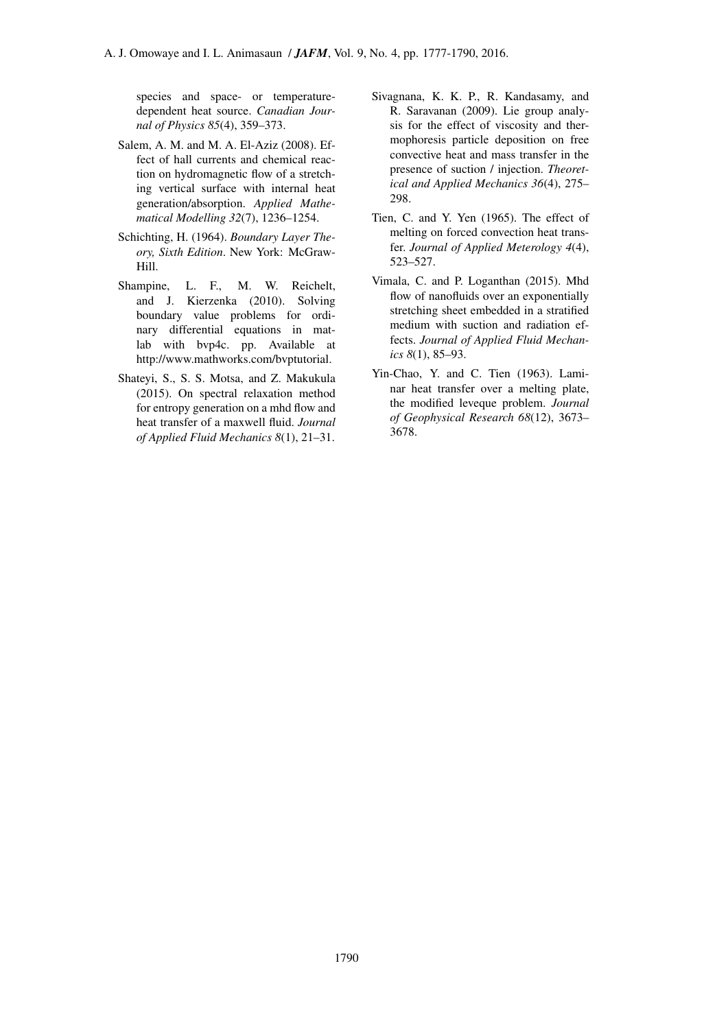species and space- or temperature-dependent heat source. *Canadian Journal of Physics 85*(4), 359–373.

Salem, A. M. and M. A. El-Aziz (2008). Effect of hall currents and chemical reaction on hydromagnetic flow of a stretching vertical surface with internal heat generation/absorption. *Applied Mathematical Modelling 32*(7), 1236–1254.

Schichting, H. (1964). *Boundary Layer Theory, Sixth Edition*. New York: McGraw-Hill.

Shampine, L. F., M. W. Reichelt, and J. Kierzenka (2010). Solving boundary value problems for ordinary differential equations in matlab with bvp4c. pp. Available at http://www.mathworks.com/bvptutorial.

Shateyi, S., S. S. Motsa, and Z. Makukula (2015). On spectral relaxation method for entropy generation on a mhd flow and heat transfer of a maxwell fluid. *Journal of Applied Fluid Mechanics 8*(1), 21–31.

Sivagnana, K. K. P., R. Kandasamy, and R. Saravanan (2009). Lie group analysis for the effect of viscosity and thermophoresis particle deposition on free convective heat and mass transfer in the presence of suction / injection. *Theoretical and Applied Mechanics 36*(4), 275–298.

Tien, C. and Y. Yen (1965). The effect of melting on forced convection heat transfer. *Journal of Applied Meterology 4*(4), 523–527.

Vimala, C. and P. Loganthan (2015). Mhd flow of nanofluids over an exponentially stretching sheet embedded in a stratified medium with suction and radiation effects. *Journal of Applied Fluid Mechanics 8*(1), 85–93.

Yin-Chao, Y. and C. Tien (1963). Laminar heat transfer over a melting plate, the modified leveque problem. *Journal of Geophysical Research 68*(12), 3673–3678.